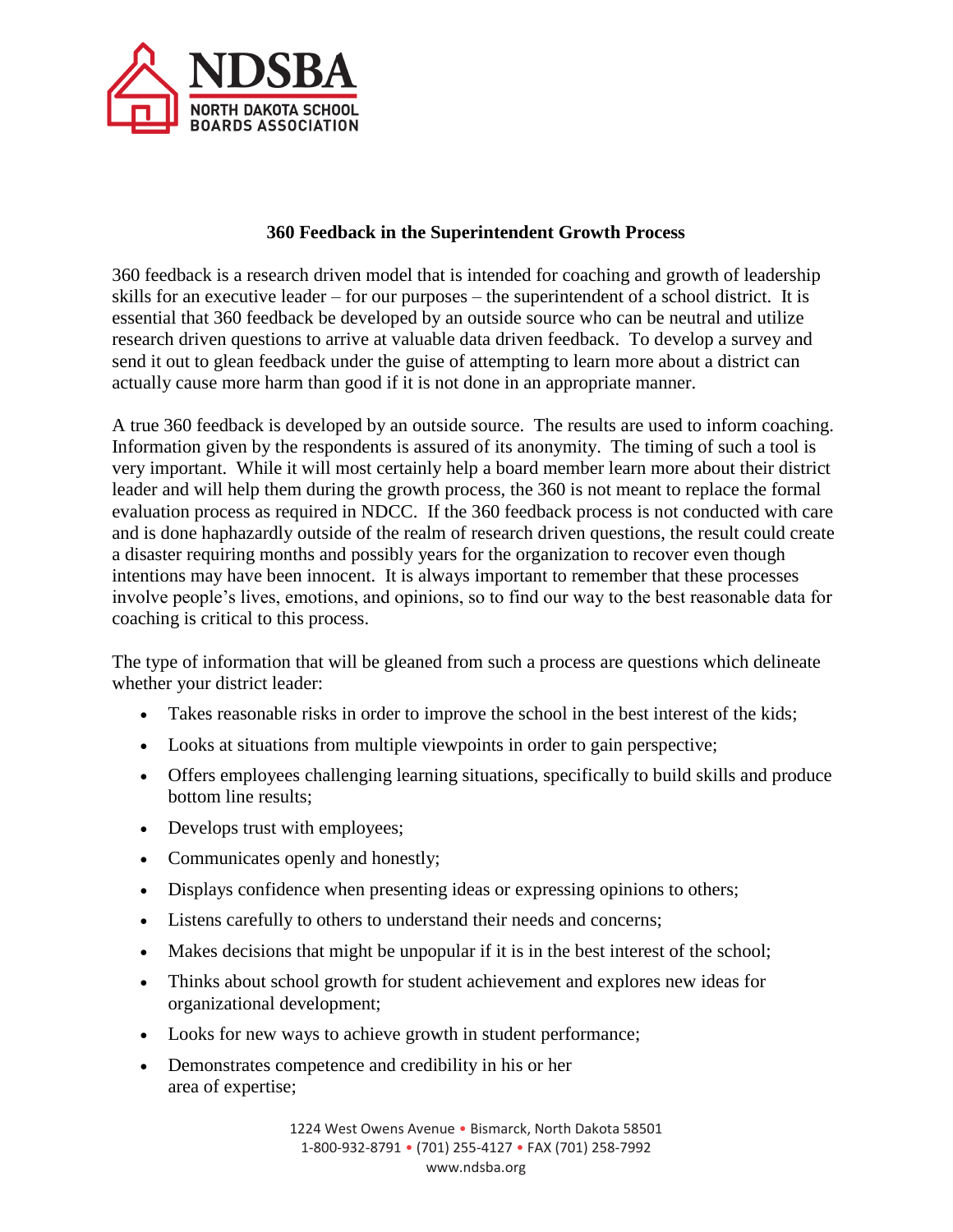**NDSBA**
**NORTH DAKOTA SCHOOL BOARDS ASSOCIATION**

# 360 Feedback in the Superintendent Growth Process

360 feedback is a research driven model that is intended for coaching and growth of leadership skills for an executive leader – for our purposes – the superintendent of a school district. It is essential that 360 feedback be developed by an outside source who can be neutral and utilize research driven questions to arrive at valuable data driven feedback. To develop a survey and send it out to glean feedback under the guise of attempting to learn more about a district can actually cause more harm than good if it is not done in an appropriate manner.

A true 360 feedback is developed by an outside source. The results are used to inform coaching. Information given by the respondents is assured of its anonymity. The timing of such a tool is very important. While it will most certainly help a board member learn more about their district leader and will help them during the growth process, the 360 is not meant to replace the formal evaluation process as required in NDCC. If the 360 feedback process is not conducted with care and is done haphazardly outside of the realm of research driven questions, the result could create a disaster requiring months and possibly years for the organization to recover even though intentions may have been innocent. It is always important to remember that these processes involve people's lives, emotions, and opinions, so to find our way to the best reasonable data for coaching is critical to this process.

The type of information that will be gleaned from such a process are questions which delineate whether your district leader:

- Takes reasonable risks in order to improve the school in the best interest of the kids;
- Looks at situations from multiple viewpoints in order to gain perspective;
- Offers employees challenging learning situations, specifically to build skills and produce bottom line results;
- Develops trust with employees;
- Communicates openly and honestly;
- Displays confidence when presenting ideas or expressing opinions to others;
- Listens carefully to others to understand their needs and concerns;
- Makes decisions that might be unpopular if it is in the best interest of the school;
- Thinks about school growth for student achievement and explores new ideas for organizational development;
- Looks for new ways to achieve growth in student performance;
- Demonstrates competence and credibility in his or her area of expertise;

1224 West Owens Avenue • Bismarck, North Dakota 58501
1-800-932-8791 • (701) 255-4127 • FAX (701) 258-7992
www.ndsba.org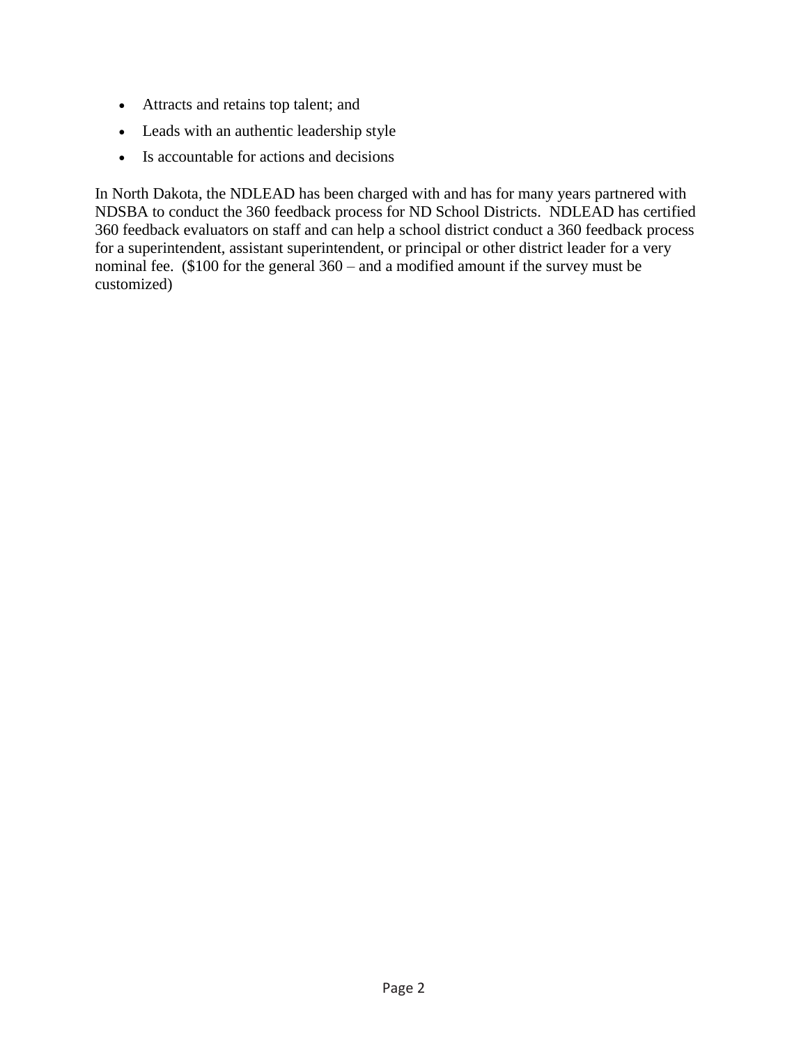- Attracts and retains top talent; and
- Leads with an authentic leadership style
- Is accountable for actions and decisions

In North Dakota, the NDLEAD has been charged with and has for many years partnered with NDSBA to conduct the 360 feedback process for ND School Districts. NDLEAD has certified 360 feedback evaluators on staff and can help a school district conduct a 360 feedback process for a superintendent, assistant superintendent, or principal or other district leader for a very nominal fee. ($100 for the general 360 – and a modified amount if the survey must be customized)